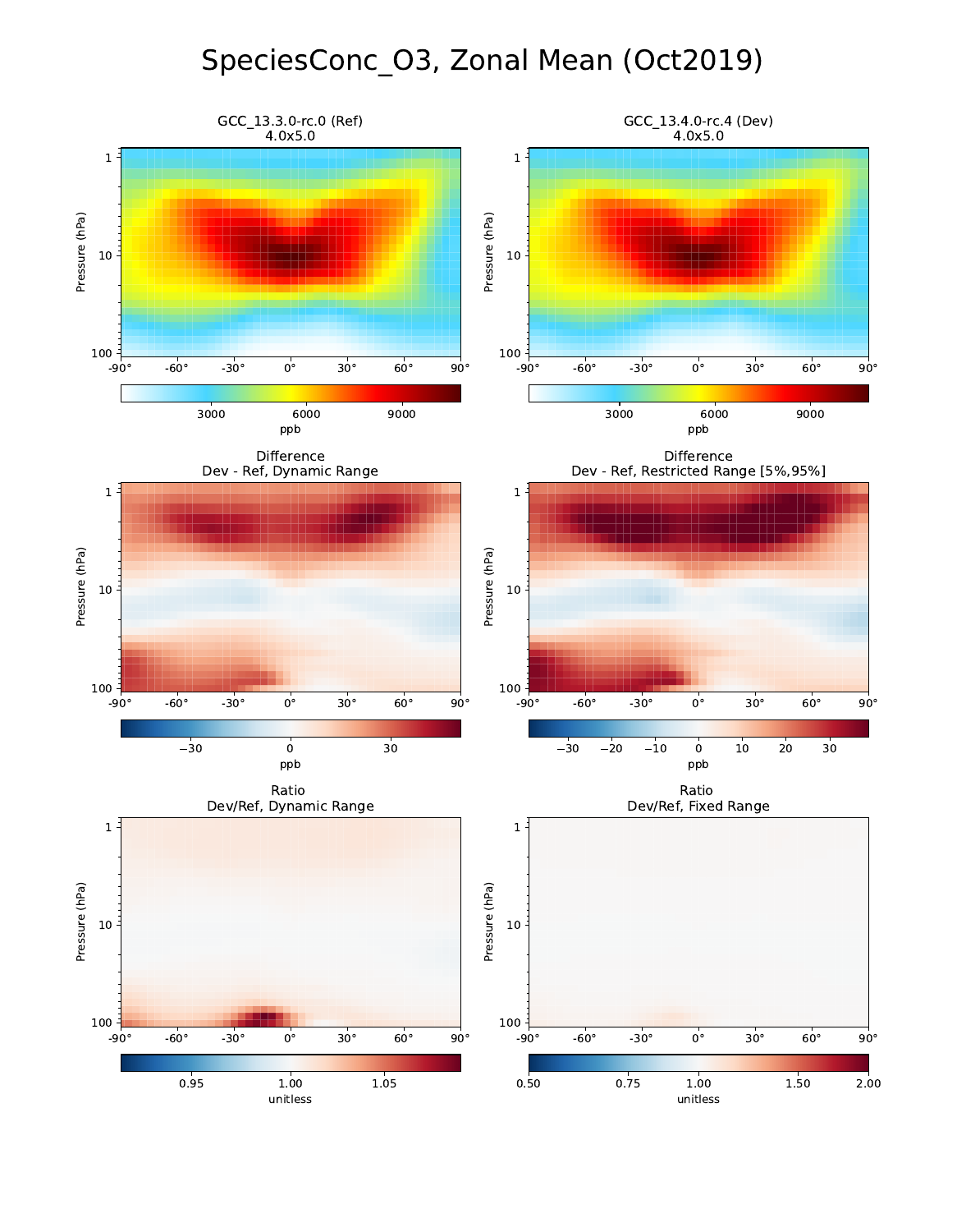# SpeciesConc_O3, Zonal Mean (Oct2019)

GCC_13.3.0-rc.0 (Ref)
4.0x5.0

GCC_13.4.0-rc.4 (Dev)
4.0x5.0

Difference
Dev - Ref, Dynamic Range

Difference
Dev - Ref, Restricted Range [5%,95%]

Ratio
Dev/Ref, Dynamic Range

Ratio
Dev/Ref, Fixed Range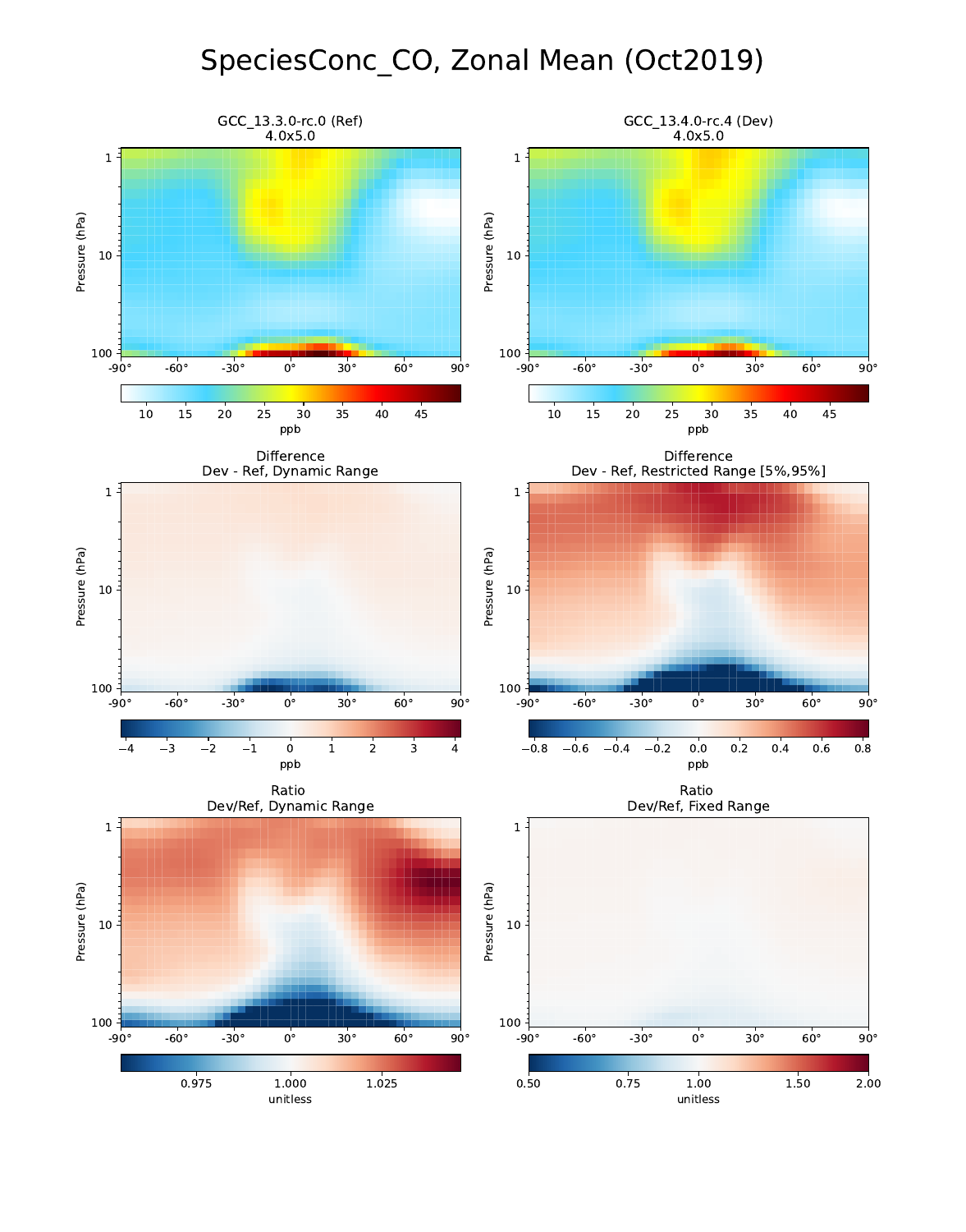# SpeciesConc_CO, Zonal Mean (Oct2019)

GCC_13.3.0-rc.0 (Ref)
4.0x5.0

GCC_13.4.0-rc.4 (Dev)
4.0x5.0

Difference
Dev - Ref, Dynamic Range

Difference
Dev - Ref, Restricted Range [5%,95%]

Ratio
Dev/Ref, Dynamic Range

Ratio
Dev/Ref, Fixed Range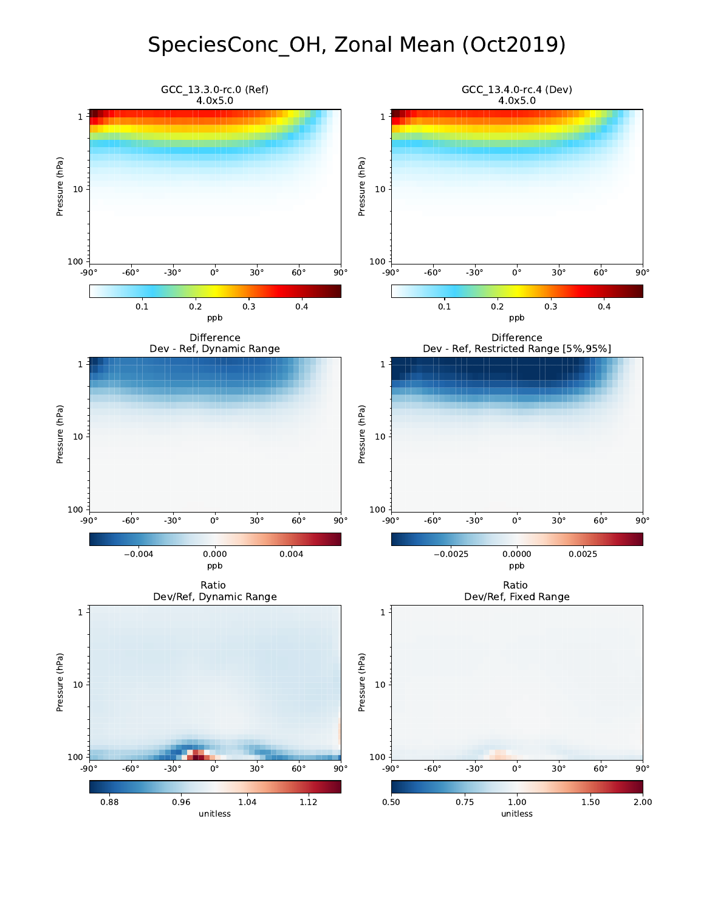# SpeciesConc_OH, Zonal Mean (Oct2019)

GCC_13.3.0-rc.0 (Ref)
4.0x5.0

Pressure (hPa)

ppb

GCC_13.4.0-rc.4 (Dev)
4.0x5.0

Pressure (hPa)

ppb

Difference
Dev - Ref, Dynamic Range

Pressure (hPa)

ppb

Difference
Dev - Ref, Restricted Range [5%,95%]

Pressure (hPa)

ppb

Ratio
Dev/Ref, Dynamic Range

Pressure (hPa)

unitless

Ratio
Dev/Ref, Fixed Range

Pressure (hPa)

unitless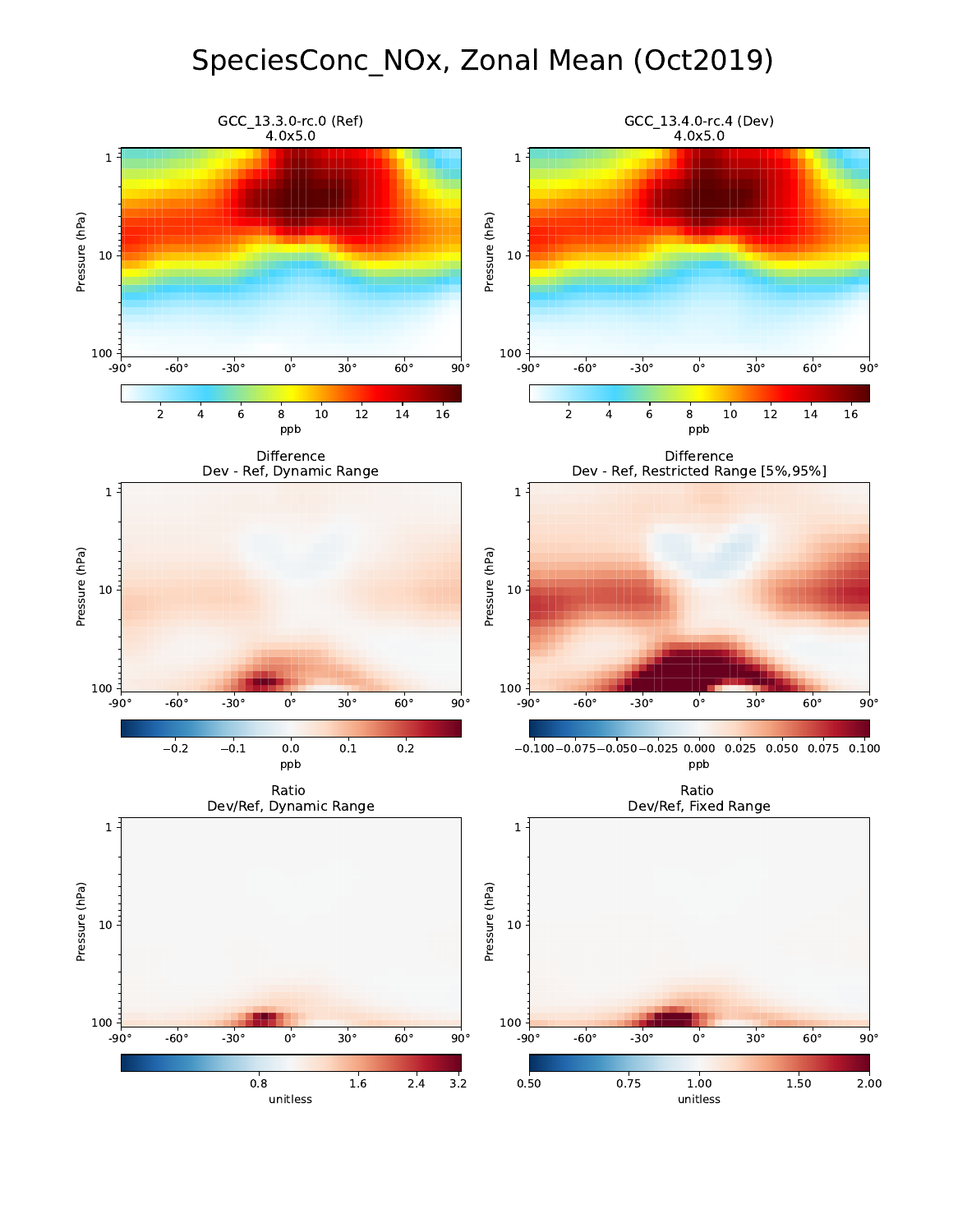# SpeciesConc_NOx, Zonal Mean (Oct2019)

GCC_13.3.0-rc.0 (Ref)
4.0x5.0

Pressure (hPa)
1
10
100
-90° -60° -30° 0° 30° 60° 90°

2 4 6 8 10 12 14 16
ppb

GCC_13.4.0-rc.4 (Dev)
4.0x5.0

Pressure (hPa)
1
10
100
-90° -60° -30° 0° 30° 60° 90°

2 4 6 8 10 12 14 16
ppb

Difference
Dev - Ref, Dynamic Range

Pressure (hPa)
1
10
100
-90° -60° -30° 0° 30° 60° 90°

−0.2 −0.1 0.0 0.1 0.2
ppb

Difference
Dev - Ref, Restricted Range [5%,95%]

Pressure (hPa)
1
10
100
-90° -60° -30° 0° 30° 60° 90°

−0.100 −0.075 −0.050 −0.025 0.000 0.025 0.050 0.075 0.100
ppb

Ratio
Dev/Ref, Dynamic Range

Pressure (hPa)
1
10
100
-90° -60° -30° 0° 30° 60° 90°

0.8 1.6 2.4 3.2
unitless

Ratio
Dev/Ref, Fixed Range

Pressure (hPa)
1
10
100
-90° -60° -30° 0° 30° 60° 90°

0.50 0.75 1.00 1.50 2.00
unitless